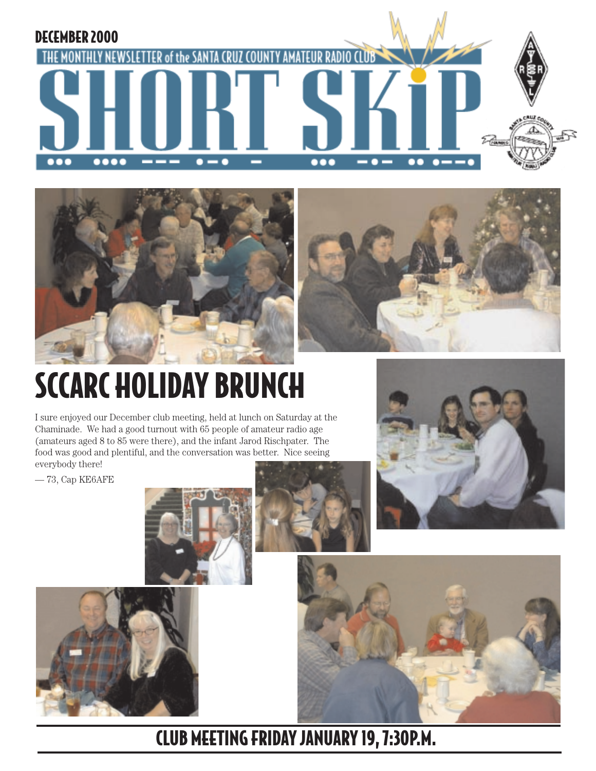DECEMBER 2000

THE MONTHLY NEWSLETTER of the SANTA CRUZ COUNTY AMATEUR RADIO CLUB

# SHORT SKIP

## SCCARC HOLIDAY BRUNCH

I sure enjoyed our December club meeting, held at lunch on Saturday at the Chaminade. We had a good turnout with 65 people of amateur radio age (amateurs aged 8 to 85 were there), and the infant Jarod Rischpater. The food was good and plentiful, and the conversation was better. Nice seeing everybody there!

— 73, Cap KE6AFE

**CLUB MEETING FRIDAY JANUARY 19, 7:30P.M.**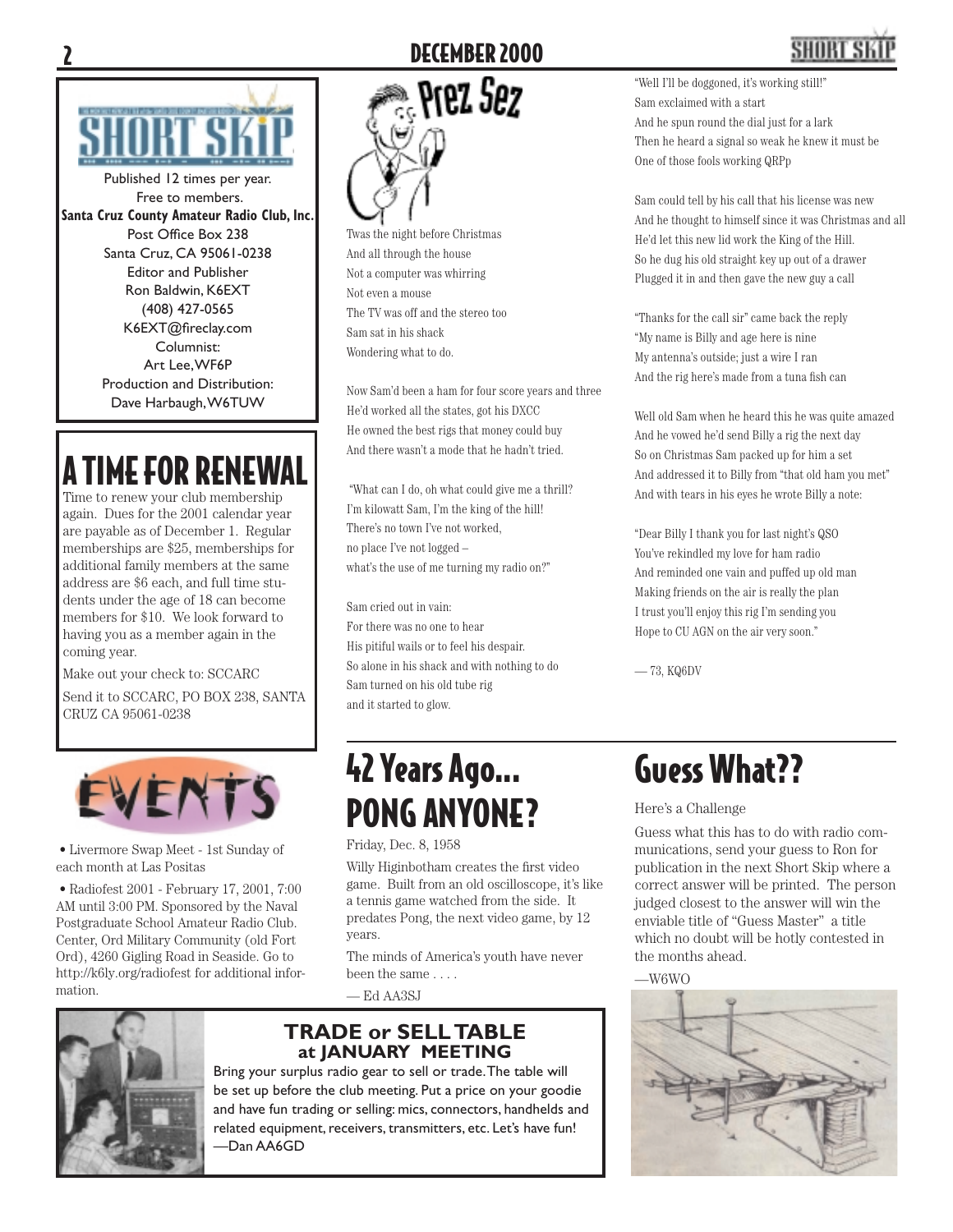# SHORT SKIP

Published 12 times per year.
Free to members.
**Santa Cruz County Amateur Radio Club, Inc.**
Post Office Box 238
Santa Cruz, CA 95061-0238
Editor and Publisher
Ron Baldwin, K6EXT
(408) 427-0565
K6EXT@fireclay.com
Columnist:
Art Lee, WF6P
Production and Distribution:
Dave Harbaugh, W6TUW

# A TIME FOR RENEWAL

Time to renew your club membership again. Dues for the 2001 calendar year are payable as of December 1. Regular memberships are $25, memberships for additional family members at the same address are $6 each, and full time students under the age of 18 can become members for $10. We look forward to having you as a member again in the coming year.

Make out your check to: SCCARC

Send it to SCCARC, PO BOX 238, SANTA CRUZ CA 95061-0238

# EVENTS

- Livermore Swap Meet - 1st Sunday of each month at Las Positas
- Radiofest 2001 - February 17, 2001, 7:00 AM until 3:00 PM. Sponsored by the Naval Postgraduate School Amateur Radio Club. Center, Ord Military Community (old Fort Ord), 4260 Gigling Road in Seaside. Go to http://k6ly.org/radiofest for additional information.

# Prez Sez

Twas the night before Christmas
And all through the house
Not a computer was whirring
Not even a mouse
The TV was off and the stereo too
Sam sat in his shack
Wondering what to do.

Now Sam'd been a ham for four score years and three
He'd worked all the states, got his DXCC
He owned the best rigs that money could buy
And there wasn't a mode that he hadn't tried.

"What can I do, oh what could give me a thrill?
I'm kilowatt Sam, I'm the king of the hill!
There's no town I've not worked,
no place I've not logged –
what's the use of me turning my radio on?"

Sam cried out in vain:
For there was no one to hear
His pitiful wails or to feel his despair.
So alone in his shack and with nothing to do
Sam turned on his old tube rig
and it started to glow.

"Well I'll be doggoned, it's working still!"
Sam exclaimed with a start
And he spun round the dial just for a lark
Then he heard a signal so weak he knew it must be
One of those fools working QRPp

Sam could tell by his call that his license was new
And he thought to himself since it was Christmas and all
He'd let this new lid work the King of the Hill.
So he dug his old straight key up out of a drawer
Plugged it in and then gave the new guy a call

"Thanks for the call sir" came back the reply
"My name is Billy and age here is nine
My antenna's outside; just a wire I ran
And the rig here's made from a tuna fish can

Well old Sam when he heard this he was quite amazed
And he vowed he'd send Billy a rig the next day
So on Christmas Sam packed up for him a set
And addressed it to Billy from "that old ham you met"
And with tears in his eyes he wrote Billy a note:

"Dear Billy I thank you for last night's QSO
You've rekindled my love for ham radio
And reminded one vain and puffed up old man
Making friends on the air is really the plan
I trust you'll enjoy this rig I'm sending you
Hope to CU AGN on the air very soon."

— 73, KQ6DV

# 42 Years Ago... PONG ANYONE?

Friday, Dec. 8, 1958

Willy Higinbotham creates the first video game. Built from an old oscilloscope, it's like a tennis game watched from the side. It predates Pong, the next video game, by 12 years.

The minds of America's youth have never been the same . . . .

— Ed AA3SJ

# Guess What??

Here's a Challenge

Guess what this has to do with radio communications, send your guess to Ron for publication in the next Short Skip where a correct answer will be printed. The person judged closest to the answer will win the enviable title of "Guess Master" a title which no doubt will be hotly contested in the months ahead.

—W6WO

## TRADE or SELL TABLE at JANUARY MEETING

Bring your surplus radio gear to sell or trade. The table will be set up before the club meeting. Put a price on your goodie and have fun trading or selling: mics, connectors, handhelds and related equipment, receivers, transmitters, etc. Let's have fun!
—Dan AA6GD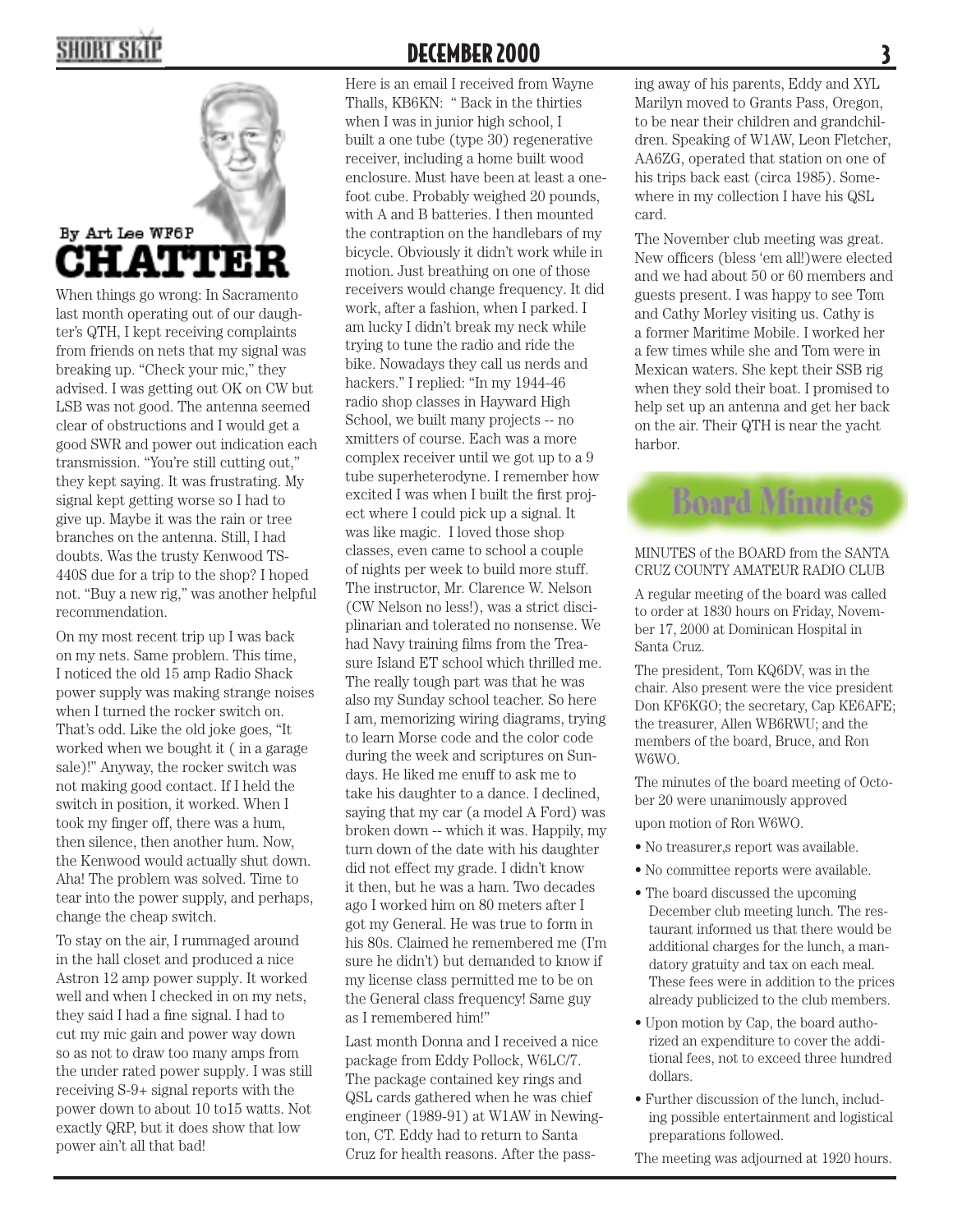By Art Lee WF6P

# CHATTER

When things go wrong: In Sacramento last month operating out of our daughter's QTH, I kept receiving complaints from friends on nets that my signal was breaking up. "Check your mic," they advised. I was getting out OK on CW but LSB was not good. The antenna seemed clear of obstructions and I would get a good SWR and power out indication each transmission. "You're still cutting out," they kept saying. It was frustrating. My signal kept getting worse so I had to give up. Maybe it was the rain or tree branches on the antenna. Still, I had doubts. Was the trusty Kenwood TS-440S due for a trip to the shop? I hoped not. "Buy a new rig," was another helpful recommendation.

On my most recent trip up I was back on my nets. Same problem. This time, I noticed the old 15 amp Radio Shack power supply was making strange noises when I turned the rocker switch on. That's odd. Like the old joke goes, "It worked when we bought it ( in a garage sale)!" Anyway, the rocker switch was not making good contact. If I held the switch in position, it worked. When I took my finger off, there was a hum, then silence, then another hum. Now, the Kenwood would actually shut down. Aha! The problem was solved. Time to tear into the power supply, and perhaps, change the cheap switch.

To stay on the air, I rummaged around in the hall closet and produced a nice Astron 12 amp power supply. It worked well and when I checked in on my nets, they said I had a fine signal. I had to cut my mic gain and power way down so as not to draw too many amps from the under rated power supply. I was still receiving S-9+ signal reports with the power down to about 10 to15 watts. Not exactly QRP, but it does show that low power ain't all that bad!

Here is an email I received from Wayne Thalls, KB6KN: " Back in the thirties when I was in junior high school, I built a one tube (type 30) regenerative receiver, including a home built wood enclosure. Must have been at least a one-foot cube. Probably weighed 20 pounds, with A and B batteries. I then mounted the contraption on the handlebars of my bicycle. Obviously it didn't work while in motion. Just breathing on one of those receivers would change frequency. It did work, after a fashion, when I parked. I am lucky I didn't break my neck while trying to tune the radio and ride the bike. Nowadays they call us nerds and hackers." I replied: "In my 1944-46 radio shop classes in Hayward High School, we built many projects -- no xmitters of course. Each was a more complex receiver until we got up to a 9 tube superheterodyne. I remember how excited I was when I built the first project where I could pick up a signal. It was like magic. I loved those shop classes, even came to school a couple of nights per week to build more stuff. The instructor, Mr. Clarence W. Nelson (CW Nelson no less!), was a strict disciplinarian and tolerated no nonsense. We had Navy training films from the Treasure Island ET school which thrilled me. The really tough part was that he was also my Sunday school teacher. So here I am, memorizing wiring diagrams, trying to learn Morse code and the color code during the week and scriptures on Sundays. He liked me enuff to ask me to take his daughter to a dance. I declined, saying that my car (a model A Ford) was broken down -- which it was. Happily, my turn down of the date with his daughter did not effect my grade. I didn't know it then, but he was a ham. Two decades ago I worked him on 80 meters after I got my General. He was true to form in his 80s. Claimed he remembered me (I'm sure he didn't) but demanded to know if my license class permitted me to be on the General class frequency! Same guy as I remembered him!"

Last month Donna and I received a nice package from Eddy Pollock, W6LC/7. The package contained key rings and QSL cards gathered when he was chief engineer (1989-91) at W1AW in Newington, CT. Eddy had to return to Santa Cruz for health reasons. After the passing away of his parents, Eddy and XYL Marilyn moved to Grants Pass, Oregon, to be near their children and grandchildren. Speaking of W1AW, Leon Fletcher, AA6ZG, operated that station on one of his trips back east (circa 1985). Somewhere in my collection I have his QSL card.

The November club meeting was great. New officers (bless 'em all!)were elected and we had about 50 or 60 members and guests present. I was happy to see Tom and Cathy Morley visiting us. Cathy is a former Maritime Mobile. I worked her a few times while she and Tom were in Mexican waters. She kept their SSB rig when they sold their boat. I promised to help set up an antenna and get her back on the air. Their QTH is near the yacht harbor.

## Board Minutes

MINUTES of the BOARD from the SANTA CRUZ COUNTY AMATEUR RADIO CLUB

A regular meeting of the board was called to order at 1830 hours on Friday, November 17, 2000 at Dominican Hospital in Santa Cruz.

The president, Tom KQ6DV, was in the chair. Also present were the vice president Don KF6KGO; the secretary, Cap KE6AFE; the treasurer, Allen WB6RWU; and the members of the board, Bruce, and Ron W6WO.

The minutes of the board meeting of October 20 were unanimously approved

upon motion of Ron W6WO.

- No treasurer,s report was available.
- No committee reports were available.
- The board discussed the upcoming December club meeting lunch. The restaurant informed us that there would be additional charges for the lunch, a mandatory gratuity and tax on each meal. These fees were in addition to the prices already publicized to the club members.
- Upon motion by Cap, the board authorized an expenditure to cover the additional fees, not to exceed three hundred dollars.
- Further discussion of the lunch, including possible entertainment and logistical preparations followed.

The meeting was adjourned at 1920 hours.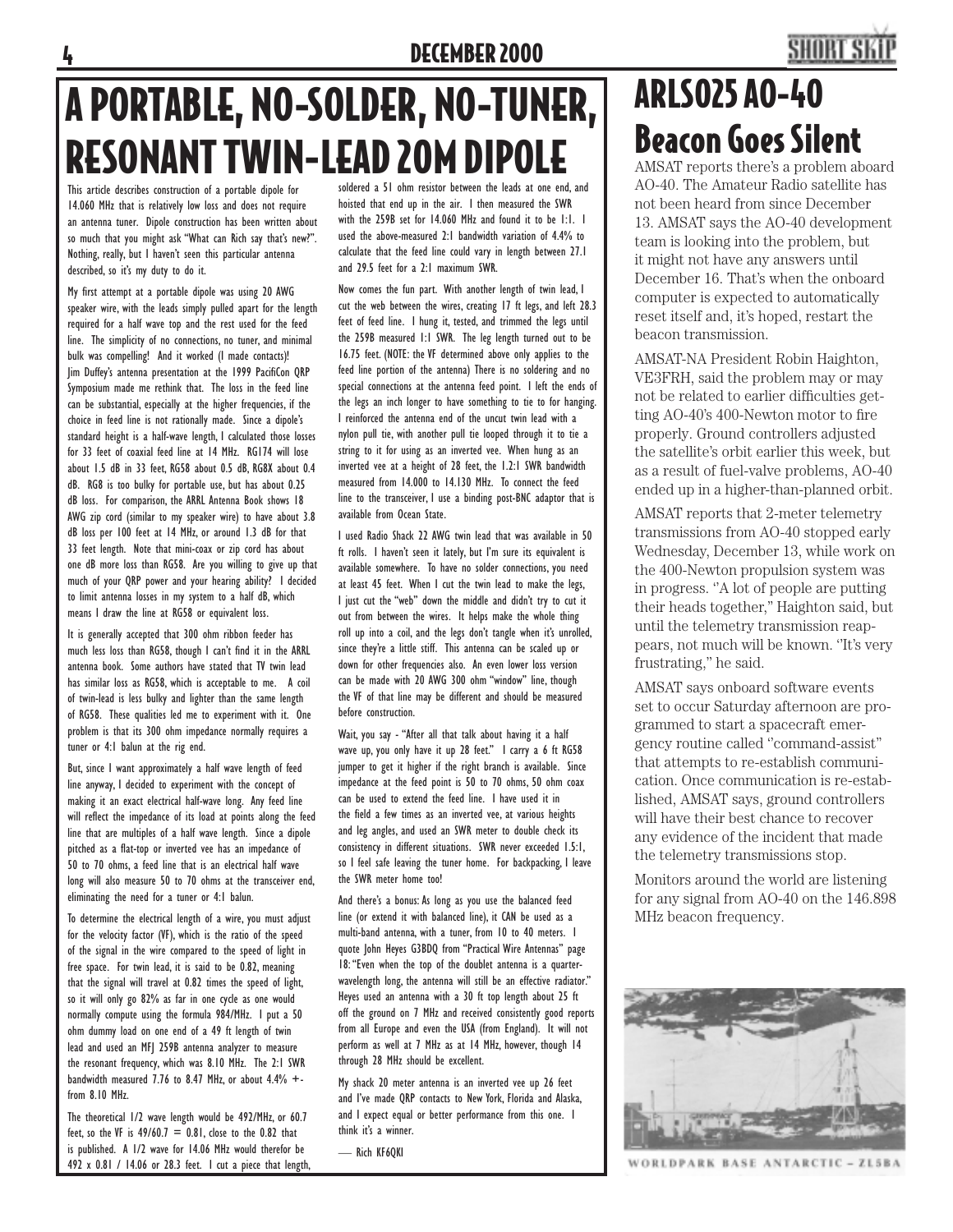# A PORTABLE, NO-SOLDER, NO-TUNER, RESONANT TWIN-LEAD 20M DIPOLE

This article describes construction of a portable dipole for 14.060 MHz that is relatively low loss and does not require an antenna tuner. Dipole construction has been written about so much that you might ask "What can Rich say that's new?". Nothing, really, but I haven't seen this particular antenna described, so it's my duty to do it.

My first attempt at a portable dipole was using 20 AWG speaker wire, with the leads simply pulled apart for the length required for a half wave top and the rest used for the feed line. The simplicity of no connections, no tuner, and minimal bulk was compelling! And it worked (I made contacts)! Jim Duffey's antenna presentation at the 1999 PacifiCon QRP Symposium made me rethink that. The loss in the feed line can be substantial, especially at the higher frequencies, if the choice in feed line is not rationally made. Since a dipole's standard height is a half-wave length, I calculated those losses for 33 feet of coaxial feed line at 14 MHz. RG174 will lose about 1.5 dB in 33 feet, RG58 about 0.5 dB, RG8X about 0.4 dB. RG8 is too bulky for portable use, but has about 0.25 dB loss. For comparison, the ARRL Antenna Book shows 18 AWG zip cord (similar to my speaker wire) to have about 3.8 dB loss per 100 feet at 14 MHz, or around 1.3 dB for that 33 feet length. Note that mini-coax or zip cord has about one dB more loss than RG58. Are you willing to give up that much of your QRP power and your hearing ability? I decided to limit antenna losses in my system to a half dB, which means I draw the line at RG58 or equivalent loss.

It is generally accepted that 300 ohm ribbon feeder has much less loss than RG58, though I can't find it in the ARRL antenna book. Some authors have stated that TV twin lead has similar loss as RG58, which is acceptable to me. A coil of twin-lead is less bulky and lighter than the same length of RG58. These qualities led me to experiment with it. One problem is that its 300 ohm impedance normally requires a tuner or 4:1 balun at the rig end.

But, since I want approximately a half wave length of feed line anyway, I decided to experiment with the concept of making it an exact electrical half-wave long. Any feed line will reflect the impedance of its load at points along the feed line that are multiples of a half wave length. Since a dipole pitched as a flat-top or inverted vee has an impedance of 50 to 70 ohms, a feed line that is an electrical half wave long will also measure 50 to 70 ohms at the transceiver end, eliminating the need for a tuner or 4:1 balun.

To determine the electrical length of a wire, you must adjust for the velocity factor (VF), which is the ratio of the speed of the signal in the wire compared to the speed of light in free space. For twin lead, it is said to be 0.82, meaning that the signal will travel at 0.82 times the speed of light, so it will only go 82% as far in one cycle as one would normally compute using the formula 984/MHz. I put a 50 ohm dummy load on one end of a 49 ft length of twin lead and used an MFJ 259B antenna analyzer to measure the resonant frequency, which was 8.10 MHz. The 2:1 SWR bandwidth measured 7.76 to 8.47 MHz, or about 4.4% +- from 8.10 MHz.

The theoretical 1/2 wave length would be 492/MHz, or 60.7 feet, so the VF is 49/60.7 = 0.81, close to the 0.82 that is published. A 1/2 wave for 14.06 MHz would therefor be 492 x 0.81 / 14.06 or 28.3 feet. I cut a piece that length, soldered a 51 ohm resistor between the leads at one end, and hoisted that end up in the air. I then measured the SWR with the 259B set for 14.060 MHz and found it to be 1:1. I used the above-measured 2:1 bandwidth variation of 4.4% to calculate that the feed line could vary in length between 27.1 and 29.5 feet for a 2:1 maximum SWR.

Now comes the fun part. With another length of twin lead, I cut the web between the wires, creating 17 ft legs, and left 28.3 feet of feed line. I hung it, tested, and trimmed the legs until the 259B measured 1:1 SWR. The leg length turned out to be 16.75 feet. (NOTE: the VF determined above only applies to the feed line portion of the antenna) There is no soldering and no special connections at the antenna feed point. I left the ends of the legs an inch longer to have something to tie to for hanging. I reinforced the antenna end of the uncut twin lead with a nylon pull tie, with another pull tie looped through it to tie a string to it for using as an inverted vee. When hung as an inverted vee at a height of 28 feet, the 1.2:1 SWR bandwidth measured from 14.000 to 14.130 MHz. To connect the feed line to the transceiver, I use a binding post-BNC adaptor that is available from Ocean State.

I used Radio Shack 22 AWG twin lead that was available in 50 ft rolls. I haven't seen it lately, but I'm sure its equivalent is available somewhere. To have no solder connections, you need at least 45 feet. When I cut the twin lead to make the legs, I just cut the "web" down the middle and didn't try to cut it out from between the wires. It helps make the whole thing roll up into a coil, and the legs don't tangle when it's unrolled, since they're a little stiff. This antenna can be scaled up or down for other frequencies also. An even lower loss version can be made with 20 AWG 300 ohm "window" line, though the VF of that line may be different and should be measured before construction.

Wait, you say - "After all that talk about having it a half wave up, you only have it up 28 feet." I carry a 6 ft RG58 jumper to get it higher if the right branch is available. Since impedance at the feed point is 50 to 70 ohms, 50 ohm coax can be used to extend the feed line. I have used it in the field a few times as an inverted vee, at various heights and leg angles, and used an SWR meter to double check its consistency in different situations. SWR never exceeded 1.5:1, so I feel safe leaving the tuner home. For backpacking, I leave the SWR meter home too!

And there's a bonus: As long as you use the balanced feed line (or extend it with balanced line), it CAN be used as a multi-band antenna, with a tuner, from 10 to 40 meters. I quote John Heyes G3BDQ from "Practical Wire Antennas" page 18: "Even when the top of the doublet antenna is a quarter-wavelength long, the antenna will still be an effective radiator." Heyes used an antenna with a 30 ft top length about 25 ft off the ground on 7 MHz and received consistently good reports from all Europe and even the USA (from England). It will not perform as well at 7 MHz as at 14 MHz, however, though 14 through 28 MHz should be excellent.

My shack 20 meter antenna is an inverted vee up 26 feet and I've made QRP contacts to New York, Florida and Alaska, and I expect equal or better performance from this one. I think it's a winner.

— Rich KF6QKI

# ARLS025 AO-40 Beacon Goes Silent

AMSAT reports there's a problem aboard AO-40. The Amateur Radio satellite has not been heard from since December 13. AMSAT says the AO-40 development team is looking into the problem, but it might not have any answers until December 16. That's when the onboard computer is expected to automatically reset itself and, it's hoped, restart the beacon transmission.

AMSAT-NA President Robin Haighton, VE3FRH, said the problem may or may not be related to earlier difficulties getting AO-40's 400-Newton motor to fire properly. Ground controllers adjusted the satellite's orbit earlier this week, but as a result of fuel-valve problems, AO-40 ended up in a higher-than-planned orbit.

AMSAT reports that 2-meter telemetry transmissions from AO-40 stopped early Wednesday, December 13, while work on the 400-Newton propulsion system was in progress. "A lot of people are putting their heads together," Haighton said, but until the telemetry transmission reappears, not much will be known. "It's very frustrating," he said.

AMSAT says onboard software events set to occur Saturday afternoon are programmed to start a spacecraft emergency routine called "command-assist" that attempts to re-establish communication. Once communication is re-established, AMSAT says, ground controllers will have their best chance to recover any evidence of the incident that made the telemetry transmissions stop.

Monitors around the world are listening for any signal from AO-40 on the 146.898 MHz beacon frequency.

WORLDPARK BASE ANTARCTIC – ZL5BA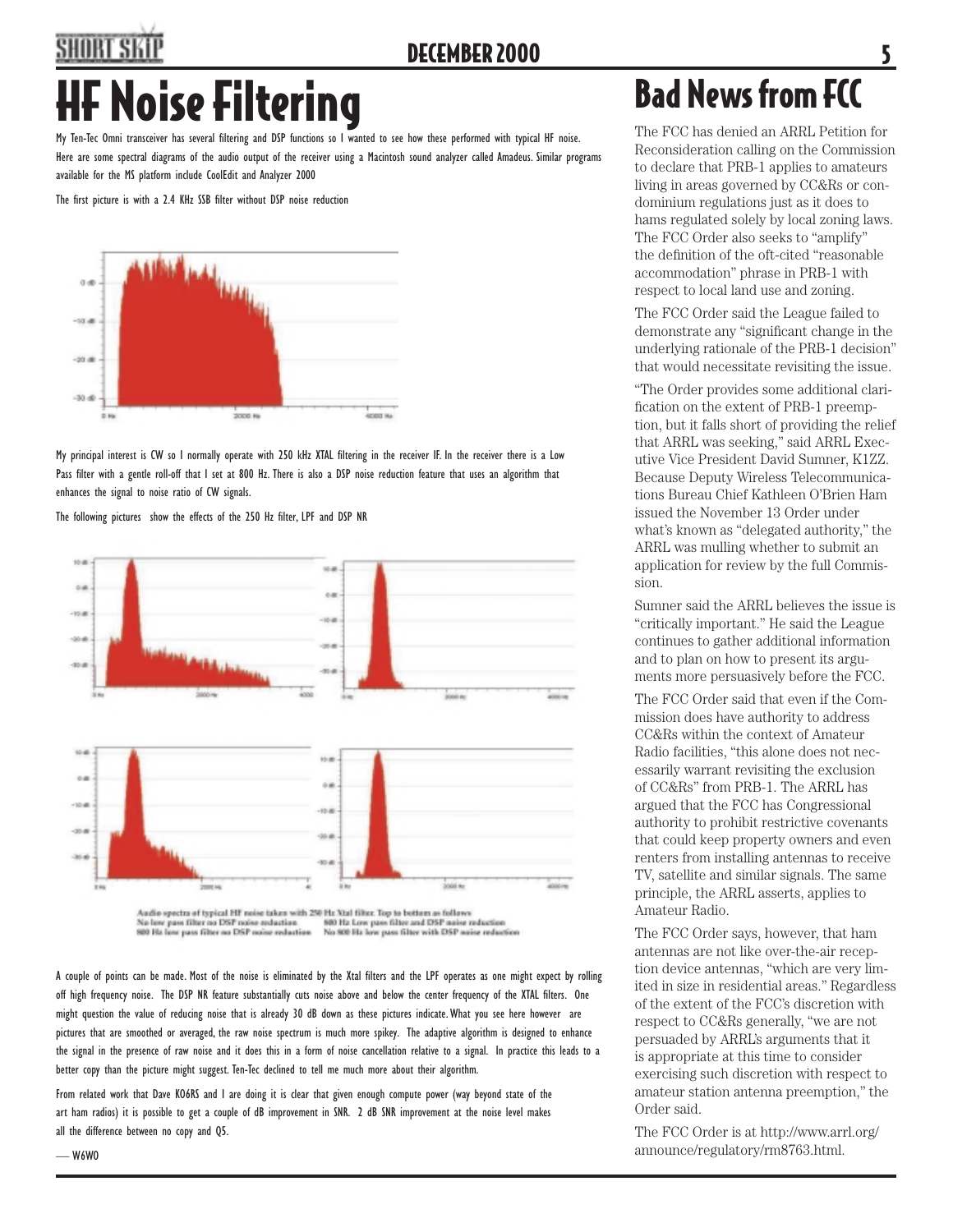# HF Noise Filtering

My Ten-Tec Omni transceiver has several filtering and DSP functions so I wanted to see how these performed with typical HF noise. Here are some spectral diagrams of the audio output of the receiver using a Macintosh sound analyzer called Amadeus. Similar programs available for the MS platform include CoolEdit and Analyzer 2000

The first picture is with a 2.4 KHz SSB filter without DSP noise reduction

My principal interest is CW so I normally operate with 250 kHz XTAL filtering in the receiver IF. In the receiver there is a Low Pass filter with a gentle roll-off that I set at 800 Hz. There is also a DSP noise reduction feature that uses an algorithm that enhances the signal to noise ratio of CW signals.

The following pictures show the effects of the 250 Hz filter, LPF and DSP NR

Audio spectra of typical HF noise taken with 250 Hz Xtal filter. Top to bottom as follows
No low pass filter no DSP noise reduction — 800 Hz Low pass filter and DSP noise reduction
800 Hz low pass filter no DSP noise reduction — No 800 Hz low pass filter with DSP noise reduction

A couple of points can be made. Most of the noise is eliminated by the Xtal filters and the LPF operates as one might expect by rolling off high frequency noise. The DSP NR feature substantially cuts noise above and below the center frequency of the XTAL filters. One might question the value of reducing noise that is already 30 dB down as these pictures indicate. What you see here however are pictures that are smoothed or averaged, the raw noise spectrum is much more spikey. The adaptive algorithm is designed to enhance the signal in the presence of raw noise and it does this in a form of noise cancellation relative to a signal. In practice this leads to a better copy than the picture might suggest. Ten-Tec declined to tell me much more about their algorithm.

From related work that Dave KO6RS and I are doing it is clear that given enough compute power (way beyond state of the art ham radios) it is possible to get a couple of dB improvement in SNR. 2 dB SNR improvement at the noise level makes all the difference between no copy and Q5.

— W6WO

# Bad News from FCC

The FCC has denied an ARRL Petition for Reconsideration calling on the Commission to declare that PRB-1 applies to amateurs living in areas governed by CC&Rs or condominium regulations just as it does to hams regulated solely by local zoning laws. The FCC Order also seeks to "amplify" the definition of the oft-cited "reasonable accommodation" phrase in PRB-1 with respect to local land use and zoning.

The FCC Order said the League failed to demonstrate any "significant change in the underlying rationale of the PRB-1 decision" that would necessitate revisiting the issue.

"The Order provides some additional clarification on the extent of PRB-1 preemption, but it falls short of providing the relief that ARRL was seeking," said ARRL Executive Vice President David Sumner, K1ZZ. Because Deputy Wireless Telecommunications Bureau Chief Kathleen O'Brien Ham issued the November 13 Order under what's known as "delegated authority," the ARRL was mulling whether to submit an application for review by the full Commission.

Sumner said the ARRL believes the issue is "critically important." He said the League continues to gather additional information and to plan on how to present its arguments more persuasively before the FCC.

The FCC Order said that even if the Commission does have authority to address CC&Rs within the context of Amateur Radio facilities, "this alone does not necessarily warrant revisiting the exclusion of CC&Rs" from PRB-1. The ARRL has argued that the FCC has Congressional authority to prohibit restrictive covenants that could keep property owners and even renters from installing antennas to receive TV, satellite and similar signals. The same principle, the ARRL asserts, applies to Amateur Radio.

The FCC Order says, however, that ham antennas are not like over-the-air reception device antennas, "which are very limited in size in residential areas." Regardless of the extent of the FCC's discretion with respect to CC&Rs generally, "we are not persuaded by ARRL's arguments that it is appropriate at this time to consider exercising such discretion with respect to amateur station antenna preemption," the Order said.

The FCC Order is at http://www.arrl.org/announce/regulatory/rm8763.html.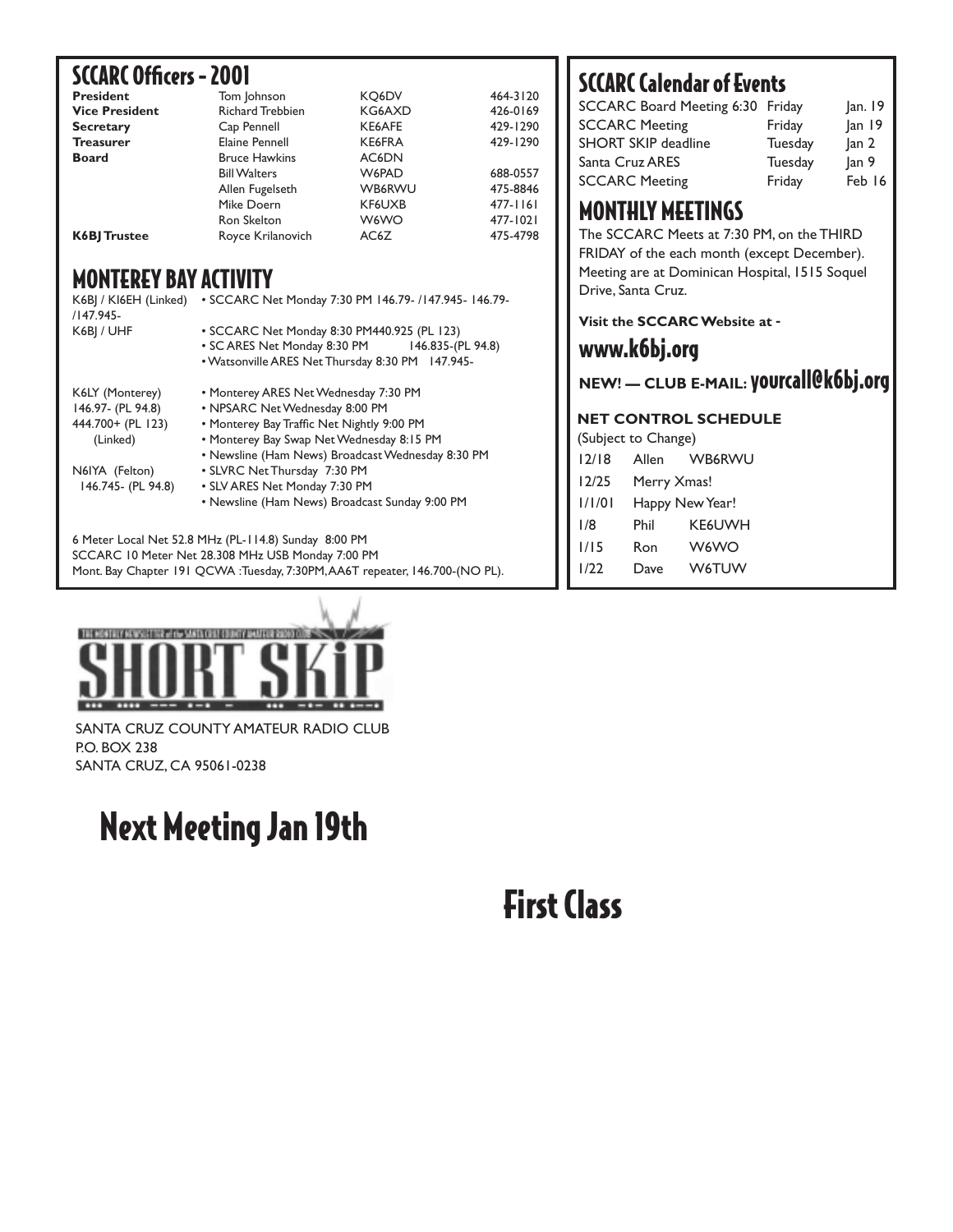## SCCARC Officers - 2001

| | | | |
|---|---|---|---|
| **President** | Tom Johnson | KQ6DV | 464-3120 |
| **Vice President** | Richard Trebbien | KG6AXD | 426-0169 |
| **Secretary** | Cap Pennell | KE6AFE | 429-1290 |
| **Treasurer** | Elaine Pennell | KE6FRA | 429-1290 |
| **Board** | Bruce Hawkins | AC6DN | |
| | Bill Walters | W6PAD | 688-0557 |
| | Allen Fugelseth | WB6RWU | 475-8846 |
| | Mike Doern | KF6UXB | 477-1161 |
| | Ron Skelton | W6WO | 477-1021 |
| **K6BJ Trustee** | Royce Krilanovich | AC6Z | 475-4798 |

## MONTEREY BAY ACTIVITY

K6BJ / KI6EH (Linked) /147.945-
- SCCARC Net Monday 7:30 PM 146.79- /147.945- 146.79-

K6BJ / UHF
- SCCARC Net Monday 8:30 PM440.925 (PL 123)
- SC ARES Net Monday 8:30 PM 146.835-(PL 94.8)
- Watsonville ARES Net Thursday 8:30 PM 147.945-

K6LY (Monterey)
146.97- (PL 94.8)
444.700+ (PL 123)
(Linked)
- Monterey ARES Net Wednesday 7:30 PM
- NPSARC Net Wednesday 8:00 PM
- Monterey Bay Traffic Net Nightly 9:00 PM
- Monterey Bay Swap Net Wednesday 8:15 PM
- Newsline (Ham News) Broadcast Wednesday 8:30 PM

N6IYA (Felton)
146.745- (PL 94.8)
- SLVRC Net Thursday 7:30 PM
- SLV ARES Net Monday 7:30 PM
- Newsline (Ham News) Broadcast Sunday 9:00 PM

6 Meter Local Net 52.8 MHz (PL-114.8) Sunday 8:00 PM
SCCARC 10 Meter Net 28.308 MHz USB Monday 7:00 PM
Mont. Bay Chapter 191 QCWA :Tuesday, 7:30PM, AA6T repeater, 146.700-(NO PL).

## SCCARC Calendar of Events

| | | |
|---|---|---|
| SCCARC Board Meeting 6:30 | Friday | Jan. 19 |
| SCCARC Meeting | Friday | Jan 19 |
| SHORT SKIP deadline | Tuesday | Jan 2 |
| Santa Cruz ARES | Tuesday | Jan 9 |
| SCCARC Meeting | Friday | Feb 16 |

## MONTHLY MEETINGS

The SCCARC Meets at 7:30 PM, on the THIRD FRIDAY of the each month (except December). Meeting are at Dominican Hospital, 1515 Soquel Drive, Santa Cruz.

**Visit the SCCARC Website at -**

**www.k6bj.org**

**NEW! — CLUB E-MAIL: yourcall@k6bj.org**

**NET CONTROL SCHEDULE**

(Subject to Change)

| | | |
|---|---|---|
| 12/18 | Allen | WB6RWU |
| 12/25 | Merry Xmas! | |
| 1/1/01 | Happy New Year! | |
| 1/8 | Phil | KE6UWH |
| 1/15 | Ron | W6WO |
| 1/22 | Dave | W6TUW |

THE MONTHLY NEWSLETTER of the SANTA CRUZ COUNTY AMATEUR RADIO CLUB

# SHORT SKIP

SANTA CRUZ COUNTY AMATEUR RADIO CLUB
P.O. BOX 238
SANTA CRUZ, CA 95061-0238

# Next Meeting Jan 19th

# First Class